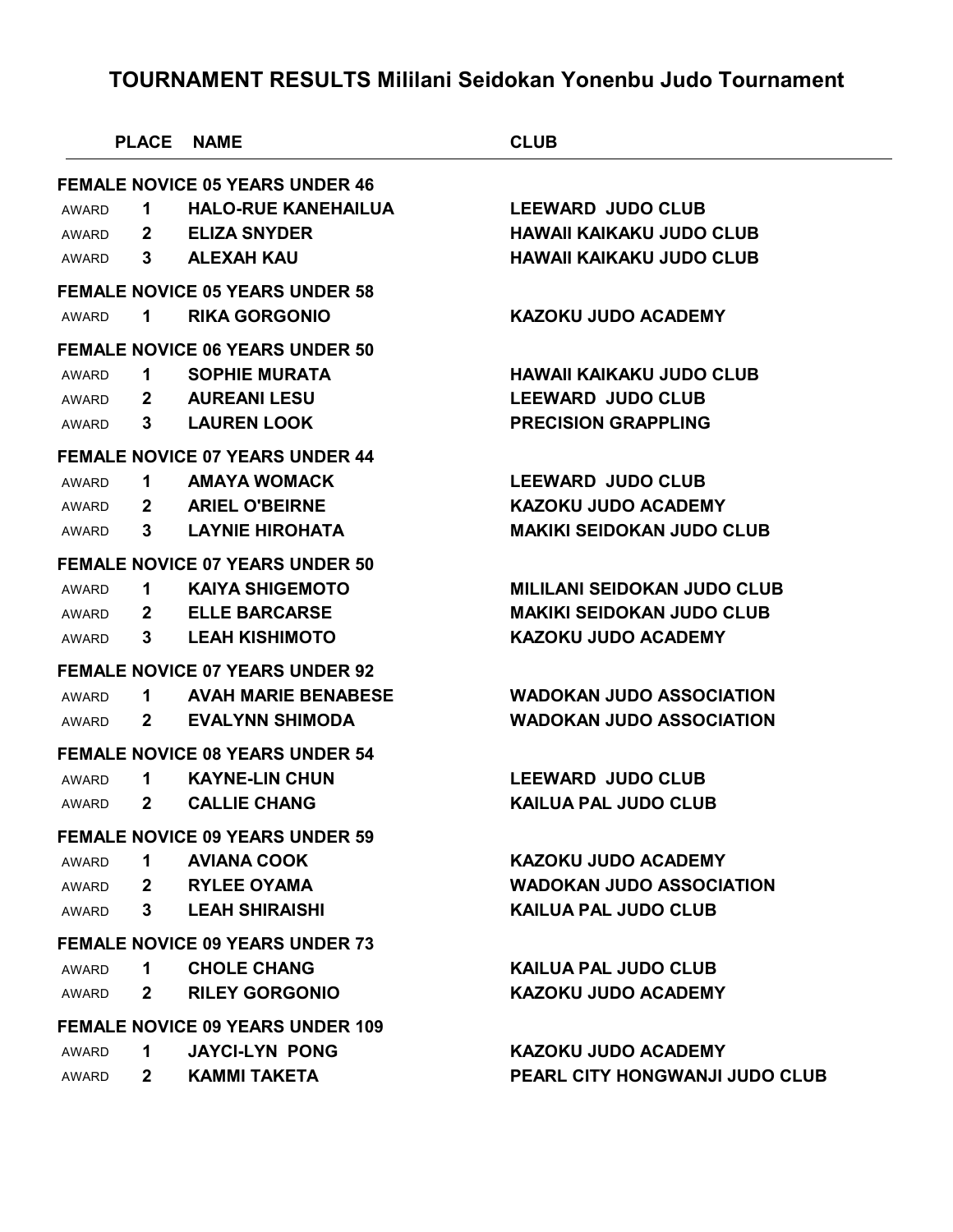# TOURNAMENT RESULTS Mililani Seidokan Yonenbu Judo Tournament

| | PLACE | NAME | CLUB |
|---|---|---|---|
| **FEMALE NOVICE 05 YEARS UNDER 46** | | | |
| AWARD | **1** | **HALO-RUE KANEHAILUA** | **LEEWARD JUDO CLUB** |
| AWARD | **2** | **ELIZA SNYDER** | **HAWAII KAIKAKU JUDO CLUB** |
| AWARD | **3** | **ALEXAH KAU** | **HAWAII KAIKAKU JUDO CLUB** |
| **FEMALE NOVICE 05 YEARS UNDER 58** | | | |
| AWARD | **1** | **RIKA GORGONIO** | **KAZOKU JUDO ACADEMY** |
| **FEMALE NOVICE 06 YEARS UNDER 50** | | | |
| AWARD | **1** | **SOPHIE MURATA** | **HAWAII KAIKAKU JUDO CLUB** |
| AWARD | **2** | **AUREANI LESU** | **LEEWARD JUDO CLUB** |
| AWARD | **3** | **LAUREN LOOK** | **PRECISION GRAPPLING** |
| **FEMALE NOVICE 07 YEARS UNDER 44** | | | |
| AWARD | **1** | **AMAYA WOMACK** | **LEEWARD JUDO CLUB** |
| AWARD | **2** | **ARIEL O'BEIRNE** | **KAZOKU JUDO ACADEMY** |
| AWARD | **3** | **LAYNIE HIROHATA** | **MAKIKI SEIDOKAN JUDO CLUB** |
| **FEMALE NOVICE 07 YEARS UNDER 50** | | | |
| AWARD | **1** | **KAIYA SHIGEMOTO** | **MILILANI SEIDOKAN JUDO CLUB** |
| AWARD | **2** | **ELLE BARCARSE** | **MAKIKI SEIDOKAN JUDO CLUB** |
| AWARD | **3** | **LEAH KISHIMOTO** | **KAZOKU JUDO ACADEMY** |
| **FEMALE NOVICE 07 YEARS UNDER 92** | | | |
| AWARD | **1** | **AVAH MARIE BENABESE** | **WADOKAN JUDO ASSOCIATION** |
| AWARD | **2** | **EVALYNN SHIMODA** | **WADOKAN JUDO ASSOCIATION** |
| **FEMALE NOVICE 08 YEARS UNDER 54** | | | |
| AWARD | **1** | **KAYNE-LIN CHUN** | **LEEWARD JUDO CLUB** |
| AWARD | **2** | **CALLIE CHANG** | **KAILUA PAL JUDO CLUB** |
| **FEMALE NOVICE 09 YEARS UNDER 59** | | | |
| AWARD | **1** | **AVIANA COOK** | **KAZOKU JUDO ACADEMY** |
| AWARD | **2** | **RYLEE OYAMA** | **WADOKAN JUDO ASSOCIATION** |
| AWARD | **3** | **LEAH SHIRAISHI** | **KAILUA PAL JUDO CLUB** |
| **FEMALE NOVICE 09 YEARS UNDER 73** | | | |
| AWARD | **1** | **CHOLE CHANG** | **KAILUA PAL JUDO CLUB** |
| AWARD | **2** | **RILEY GORGONIO** | **KAZOKU JUDO ACADEMY** |
| **FEMALE NOVICE 09 YEARS UNDER 109** | | | |
| AWARD | **1** | **JAYCI-LYN PONG** | **KAZOKU JUDO ACADEMY** |
| AWARD | **2** | **KAMMI TAKETA** | **PEARL CITY HONGWANJI JUDO CLUB** |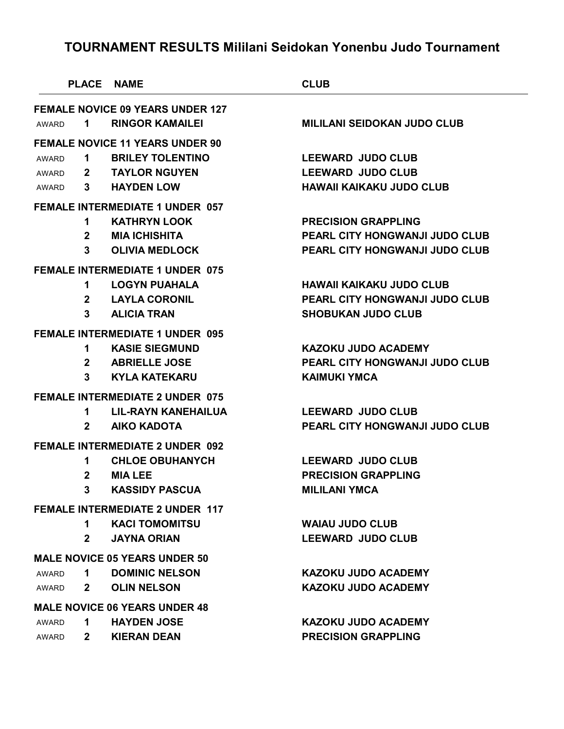# TOURNAMENT RESULTS Mililani Seidokan Yonenbu Judo Tournament

| | PLACE | NAME | CLUB |
|---|---|---|---|
| **FEMALE NOVICE 09 YEARS UNDER 127** | | | |
| AWARD | 1 | RINGOR KAMAILEI | MILILANI SEIDOKAN JUDO CLUB |
| **FEMALE NOVICE 11 YEARS UNDER 90** | | | |
| AWARD | 1 | BRILEY TOLENTINO | LEEWARD JUDO CLUB |
| AWARD | 2 | TAYLOR NGUYEN | LEEWARD JUDO CLUB |
| AWARD | 3 | HAYDEN LOW | HAWAII KAIKAKU JUDO CLUB |
| **FEMALE INTERMEDIATE 1 UNDER 057** | | | |
| | 1 | KATHRYN LOOK | PRECISION GRAPPLING |
| | 2 | MIA ICHISHITA | PEARL CITY HONGWANJI JUDO CLUB |
| | 3 | OLIVIA MEDLOCK | PEARL CITY HONGWANJI JUDO CLUB |
| **FEMALE INTERMEDIATE 1 UNDER 075** | | | |
| | 1 | LOGYN PUAHALA | HAWAII KAIKAKU JUDO CLUB |
| | 2 | LAYLA CORONIL | PEARL CITY HONGWANJI JUDO CLUB |
| | 3 | ALICIA TRAN | SHOBUKAN JUDO CLUB |
| **FEMALE INTERMEDIATE 1 UNDER 095** | | | |
| | 1 | KASIE SIEGMUND | KAZOKU JUDO ACADEMY |
| | 2 | ABRIELLE JOSE | PEARL CITY HONGWANJI JUDO CLUB |
| | 3 | KYLA KATEKARU | KAIMUKI YMCA |
| **FEMALE INTERMEDIATE 2 UNDER 075** | | | |
| | 1 | LIL-RAYN KANEHAILUA | LEEWARD JUDO CLUB |
| | 2 | AIKO KADOTA | PEARL CITY HONGWANJI JUDO CLUB |
| **FEMALE INTERMEDIATE 2 UNDER 092** | | | |
| | 1 | CHLOE OBUHANYCH | LEEWARD JUDO CLUB |
| | 2 | MIA LEE | PRECISION GRAPPLING |
| | 3 | KASSIDY PASCUA | MILILANI YMCA |
| **FEMALE INTERMEDIATE 2 UNDER 117** | | | |
| | 1 | KACI TOMOMITSU | WAIAU JUDO CLUB |
| | 2 | JAYNA ORIAN | LEEWARD JUDO CLUB |
| **MALE NOVICE 05 YEARS UNDER 50** | | | |
| AWARD | 1 | DOMINIC NELSON | KAZOKU JUDO ACADEMY |
| AWARD | 2 | OLIN NELSON | KAZOKU JUDO ACADEMY |
| **MALE NOVICE 06 YEARS UNDER 48** | | | |
| AWARD | 1 | HAYDEN JOSE | KAZOKU JUDO ACADEMY |
| AWARD | 2 | KIERAN DEAN | PRECISION GRAPPLING |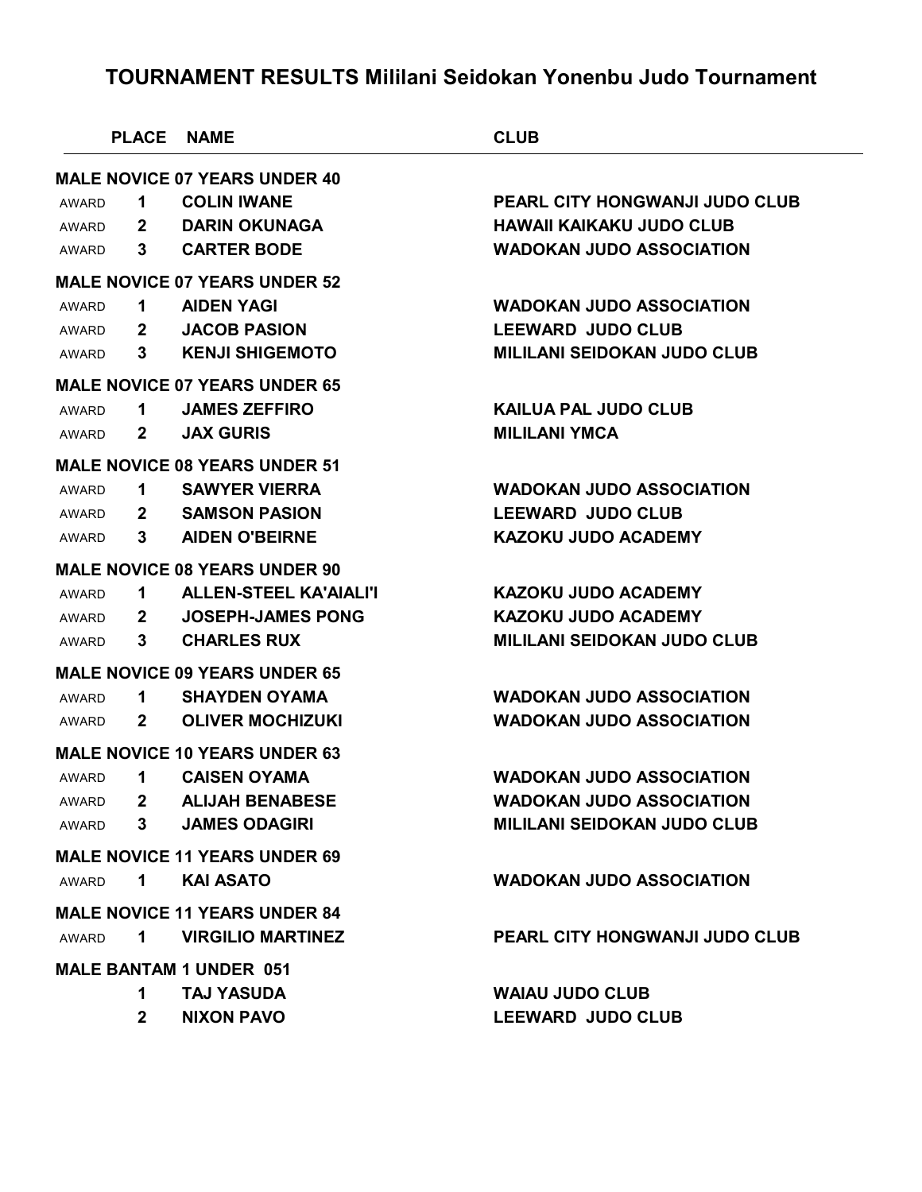# TOURNAMENT RESULTS Mililani Seidokan Yonenbu Judo Tournament

| | PLACE | NAME | CLUB |
|---|---|---|---|
| **MALE NOVICE 07 YEARS UNDER 40** | | | |
| AWARD | 1 | COLIN IWANE | PEARL CITY HONGWANJI JUDO CLUB |
| AWARD | 2 | DARIN OKUNAGA | HAWAII KAIKAKU JUDO CLUB |
| AWARD | 3 | CARTER BODE | WADOKAN JUDO ASSOCIATION |
| **MALE NOVICE 07 YEARS UNDER 52** | | | |
| AWARD | 1 | AIDEN YAGI | WADOKAN JUDO ASSOCIATION |
| AWARD | 2 | JACOB PASION | LEEWARD JUDO CLUB |
| AWARD | 3 | KENJI SHIGEMOTO | MILILANI SEIDOKAN JUDO CLUB |
| **MALE NOVICE 07 YEARS UNDER 65** | | | |
| AWARD | 1 | JAMES ZEFFIRO | KAILUA PAL JUDO CLUB |
| AWARD | 2 | JAX GURIS | MILILANI YMCA |
| **MALE NOVICE 08 YEARS UNDER 51** | | | |
| AWARD | 1 | SAWYER VIERRA | WADOKAN JUDO ASSOCIATION |
| AWARD | 2 | SAMSON PASION | LEEWARD JUDO CLUB |
| AWARD | 3 | AIDEN O'BEIRNE | KAZOKU JUDO ACADEMY |
| **MALE NOVICE 08 YEARS UNDER 90** | | | |
| AWARD | 1 | ALLEN-STEEL KA'AIALI'I | KAZOKU JUDO ACADEMY |
| AWARD | 2 | JOSEPH-JAMES PONG | KAZOKU JUDO ACADEMY |
| AWARD | 3 | CHARLES RUX | MILILANI SEIDOKAN JUDO CLUB |
| **MALE NOVICE 09 YEARS UNDER 65** | | | |
| AWARD | 1 | SHAYDEN OYAMA | WADOKAN JUDO ASSOCIATION |
| AWARD | 2 | OLIVER MOCHIZUKI | WADOKAN JUDO ASSOCIATION |
| **MALE NOVICE 10 YEARS UNDER 63** | | | |
| AWARD | 1 | CAISEN OYAMA | WADOKAN JUDO ASSOCIATION |
| AWARD | 2 | ALIJAH BENABESE | WADOKAN JUDO ASSOCIATION |
| AWARD | 3 | JAMES ODAGIRI | MILILANI SEIDOKAN JUDO CLUB |
| **MALE NOVICE 11 YEARS UNDER 69** | | | |
| AWARD | 1 | KAI ASATO | WADOKAN JUDO ASSOCIATION |
| **MALE NOVICE 11 YEARS UNDER 84** | | | |
| AWARD | 1 | VIRGILIO MARTINEZ | PEARL CITY HONGWANJI JUDO CLUB |
| **MALE BANTAM 1 UNDER 051** | | | |
| | 1 | TAJ YASUDA | WAIAU JUDO CLUB |
| | 2 | NIXON PAVO | LEEWARD JUDO CLUB |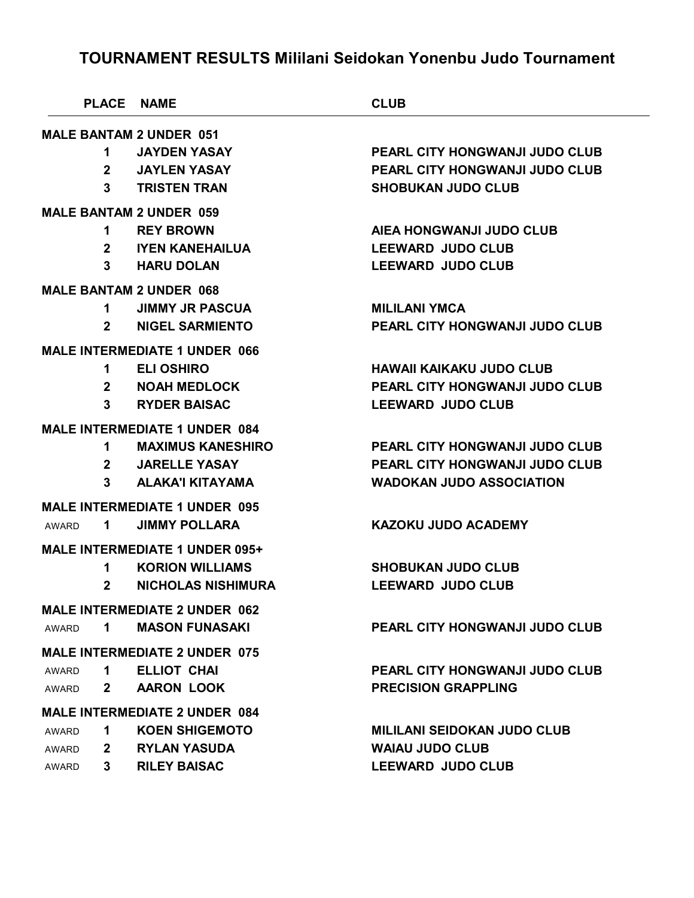# TOURNAMENT RESULTS Mililani Seidokan Yonenbu Judo Tournament

| | PLACE | NAME | CLUB |
|---|---|---|---|
| **MALE BANTAM 2 UNDER 051** | | | |
| | 1 | JAYDEN YASAY | PEARL CITY HONGWANJI JUDO CLUB |
| | 2 | JAYLEN YASAY | PEARL CITY HONGWANJI JUDO CLUB |
| | 3 | TRISTEN TRAN | SHOBUKAN JUDO CLUB |
| **MALE BANTAM 2 UNDER 059** | | | |
| | 1 | REY BROWN | AIEA HONGWANJI JUDO CLUB |
| | 2 | IYEN KANEHAILUA | LEEWARD JUDO CLUB |
| | 3 | HARU DOLAN | LEEWARD JUDO CLUB |
| **MALE BANTAM 2 UNDER 068** | | | |
| | 1 | JIMMY JR PASCUA | MILILANI YMCA |
| | 2 | NIGEL SARMIENTO | PEARL CITY HONGWANJI JUDO CLUB |
| **MALE INTERMEDIATE 1 UNDER 066** | | | |
| | 1 | ELI OSHIRO | HAWAII KAIKAKU JUDO CLUB |
| | 2 | NOAH MEDLOCK | PEARL CITY HONGWANJI JUDO CLUB |
| | 3 | RYDER BAISAC | LEEWARD JUDO CLUB |
| **MALE INTERMEDIATE 1 UNDER 084** | | | |
| | 1 | MAXIMUS KANESHIRO | PEARL CITY HONGWANJI JUDO CLUB |
| | 2 | JARELLE YASAY | PEARL CITY HONGWANJI JUDO CLUB |
| | 3 | ALAKA'I KITAYAMA | WADOKAN JUDO ASSOCIATION |
| **MALE INTERMEDIATE 1 UNDER 095** | | | |
| AWARD | 1 | JIMMY POLLARA | KAZOKU JUDO ACADEMY |
| **MALE INTERMEDIATE 1 UNDER 095+** | | | |
| | 1 | KORION WILLIAMS | SHOBUKAN JUDO CLUB |
| | 2 | NICHOLAS NISHIMURA | LEEWARD JUDO CLUB |
| **MALE INTERMEDIATE 2 UNDER 062** | | | |
| AWARD | 1 | MASON FUNASAKI | PEARL CITY HONGWANJI JUDO CLUB |
| **MALE INTERMEDIATE 2 UNDER 075** | | | |
| AWARD | 1 | ELLIOT CHAI | PEARL CITY HONGWANJI JUDO CLUB |
| AWARD | 2 | AARON LOOK | PRECISION GRAPPLING |
| **MALE INTERMEDIATE 2 UNDER 084** | | | |
| AWARD | 1 | KOEN SHIGEMOTO | MILILANI SEIDOKAN JUDO CLUB |
| AWARD | 2 | RYLAN YASUDA | WAIAU JUDO CLUB |
| AWARD | 3 | RILEY BAISAC | LEEWARD JUDO CLUB |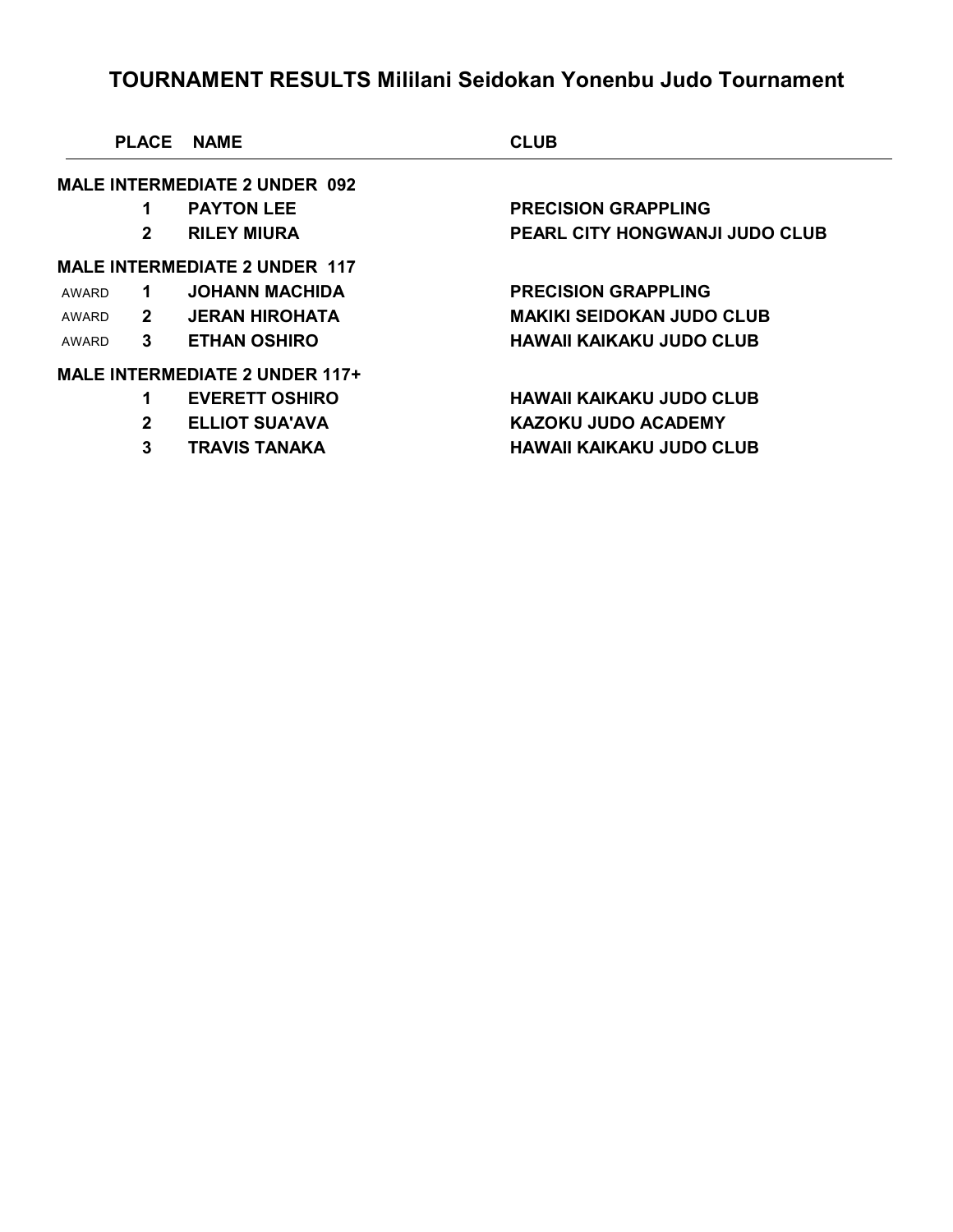# TOURNAMENT RESULTS Mililani Seidokan Yonenbu Judo Tournament

| | PLACE | NAME | CLUB |
|---|---|---|---|
| **MALE INTERMEDIATE 2 UNDER 092** | | | |
| | **1** | **PAYTON LEE** | **PRECISION GRAPPLING** |
| | **2** | **RILEY MIURA** | **PEARL CITY HONGWANJI JUDO CLUB** |
| **MALE INTERMEDIATE 2 UNDER 117** | | | |
| AWARD | **1** | **JOHANN MACHIDA** | **PRECISION GRAPPLING** |
| AWARD | **2** | **JERAN HIROHATA** | **MAKIKI SEIDOKAN JUDO CLUB** |
| AWARD | **3** | **ETHAN OSHIRO** | **HAWAII KAIKAKU JUDO CLUB** |
| **MALE INTERMEDIATE 2 UNDER 117+** | | | |
| | **1** | **EVERETT OSHIRO** | **HAWAII KAIKAKU JUDO CLUB** |
| | **2** | **ELLIOT SUA'AVA** | **KAZOKU JUDO ACADEMY** |
| | **3** | **TRAVIS TANAKA** | **HAWAII KAIKAKU JUDO CLUB** |